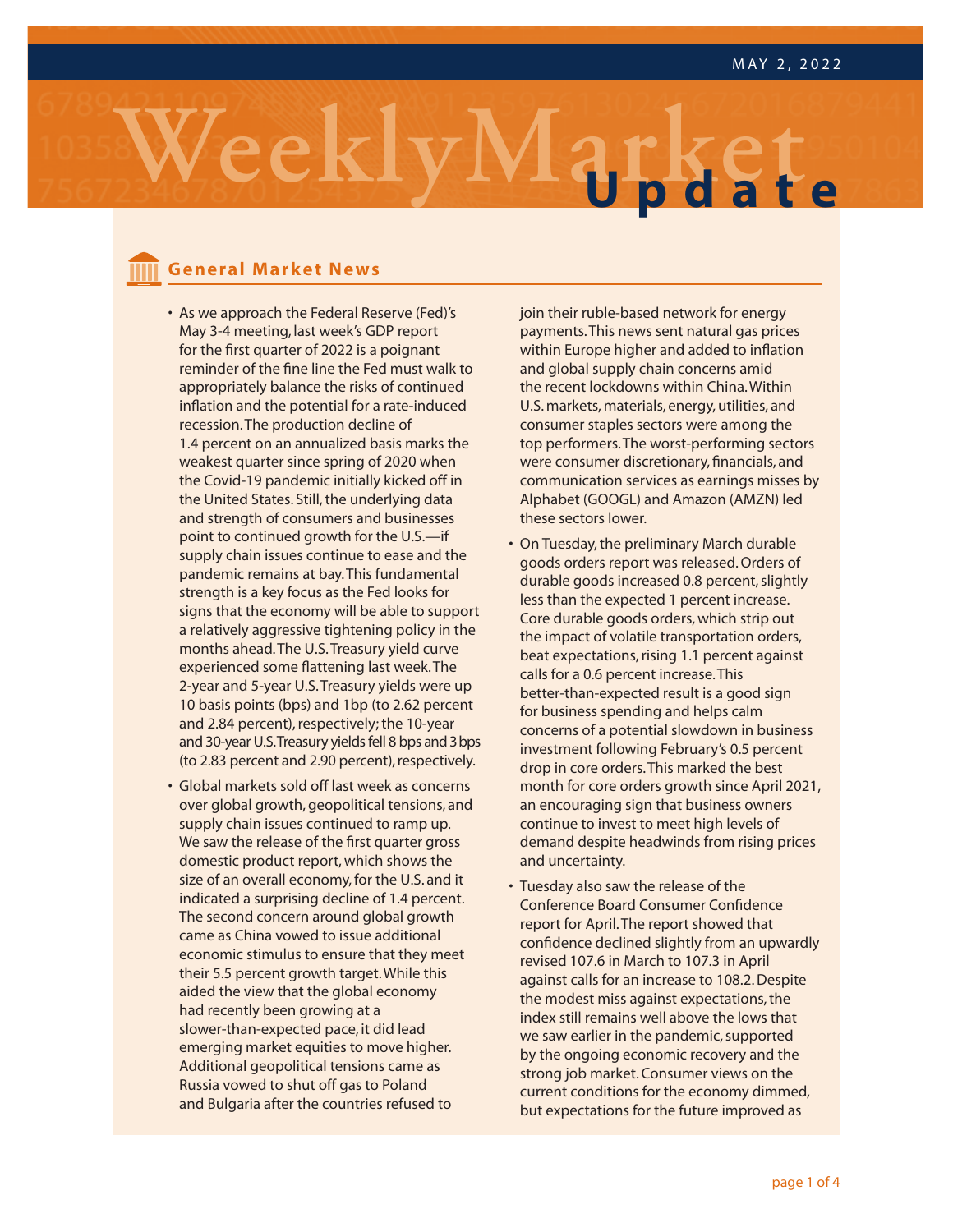MAY 2, 2022

# Weekly Market Update

## General Market News

- As we approach the Federal Reserve (Fed)'s May 3-4 meeting, last week's GDP report for the first quarter of 2022 is a poignant reminder of the fine line the Fed must walk to appropriately balance the risks of continued inflation and the potential for a rate-induced recession. The production decline of 1.4 percent on an annualized basis marks the weakest quarter since spring of 2020 when the Covid-19 pandemic initially kicked off in the United States. Still, the underlying data and strength of consumers and businesses point to continued growth for the U.S.—if supply chain issues continue to ease and the pandemic remains at bay. This fundamental strength is a key focus as the Fed looks for signs that the economy will be able to support a relatively aggressive tightening policy in the months ahead. The U.S. Treasury yield curve experienced some flattening last week. The 2-year and 5-year U.S. Treasury yields were up 10 basis points (bps) and 1bp (to 2.62 percent and 2.84 percent), respectively; the 10-year and 30-year U.S. Treasury yields fell 8 bps and 3 bps (to 2.83 percent and 2.90 percent), respectively.
- Global markets sold off last week as concerns over global growth, geopolitical tensions, and supply chain issues continued to ramp up. We saw the release of the first quarter gross domestic product report, which shows the size of an overall economy, for the U.S. and it indicated a surprising decline of 1.4 percent. The second concern around global growth came as China vowed to issue additional economic stimulus to ensure that they meet their 5.5 percent growth target. While this aided the view that the global economy had recently been growing at a slower-than-expected pace, it did lead emerging market equities to move higher. Additional geopolitical tensions came as Russia vowed to shut off gas to Poland and Bulgaria after the countries refused to join their ruble-based network for energy payments. This news sent natural gas prices within Europe higher and added to inflation and global supply chain concerns amid the recent lockdowns within China. Within U.S. markets, materials, energy, utilities, and consumer staples sectors were among the top performers. The worst-performing sectors were consumer discretionary, financials, and communication services as earnings misses by Alphabet (GOOGL) and Amazon (AMZN) led these sectors lower.
- On Tuesday, the preliminary March durable goods orders report was released. Orders of durable goods increased 0.8 percent, slightly less than the expected 1 percent increase. Core durable goods orders, which strip out the impact of volatile transportation orders, beat expectations, rising 1.1 percent against calls for a 0.6 percent increase. This better-than-expected result is a good sign for business spending and helps calm concerns of a potential slowdown in business investment following February's 0.5 percent drop in core orders. This marked the best month for core orders growth since April 2021, an encouraging sign that business owners continue to invest to meet high levels of demand despite headwinds from rising prices and uncertainty.
- Tuesday also saw the release of the Conference Board Consumer Confidence report for April. The report showed that confidence declined slightly from an upwardly revised 107.6 in March to 107.3 in April against calls for an increase to 108.2. Despite the modest miss against expectations, the index still remains well above the lows that we saw earlier in the pandemic, supported by the ongoing economic recovery and the strong job market. Consumer views on the current conditions for the economy dimmed, but expectations for the future improved as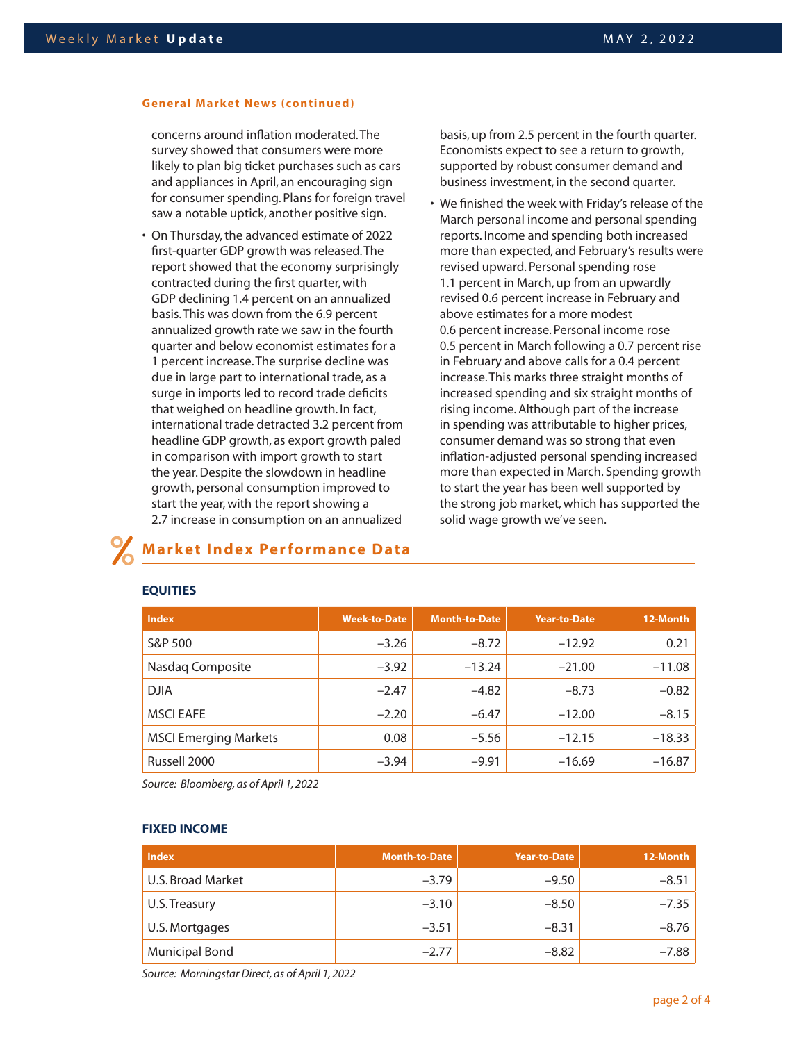### General Market News (continued)

concerns around inflation moderated. The survey showed that consumers were more likely to plan big ticket purchases such as cars and appliances in April, an encouraging sign for consumer spending. Plans for foreign travel saw a notable uptick, another positive sign.

- On Thursday, the advanced estimate of 2022 first-quarter GDP growth was released. The report showed that the economy surprisingly contracted during the first quarter, with GDP declining 1.4 percent on an annualized basis. This was down from the 6.9 percent annualized growth rate we saw in the fourth quarter and below economist estimates for a 1 percent increase. The surprise decline was due in large part to international trade, as a surge in imports led to record trade deficits that weighed on headline growth. In fact, international trade detracted 3.2 percent from headline GDP growth, as export growth paled in comparison with import growth to start the year. Despite the slowdown in headline growth, personal consumption improved to start the year, with the report showing a 2.7 increase in consumption on an annualized basis, up from 2.5 percent in the fourth quarter. Economists expect to see a return to growth, supported by robust consumer demand and business investment, in the second quarter.
- We finished the week with Friday's release of the March personal income and personal spending reports. Income and spending both increased more than expected, and February's results were revised upward. Personal spending rose 1.1 percent in March, up from an upwardly revised 0.6 percent increase in February and above estimates for a more modest 0.6 percent increase. Personal income rose 0.5 percent in March following a 0.7 percent rise in February and above calls for a 0.4 percent increase. This marks three straight months of increased spending and six straight months of rising income. Although part of the increase in spending was attributable to higher prices, consumer demand was so strong that even inflation-adjusted personal spending increased more than expected in March. Spending growth to start the year has been well supported by the strong job market, which has supported the solid wage growth we've seen.

## Market Index Performance Data

### EQUITIES

| Index | Week-to-Date | Month-to-Date | Year-to-Date | 12-Month |
|---|---|---|---|---|
| S&P 500 | −3.26 | −8.72 | −12.92 | 0.21 |
| Nasdaq Composite | −3.92 | −13.24 | −21.00 | −11.08 |
| DJIA | −2.47 | −4.82 | −8.73 | −0.82 |
| MSCI EAFE | −2.20 | −6.47 | −12.00 | −8.15 |
| MSCI Emerging Markets | 0.08 | −5.56 | −12.15 | −18.33 |
| Russell 2000 | −3.94 | −9.91 | −16.69 | −16.87 |

*Source: Bloomberg, as of April 1, 2022*

### FIXED INCOME

| Index | Month-to-Date | Year-to-Date | 12-Month |
|---|---|---|---|
| U.S. Broad Market | −3.79 | −9.50 | −8.51 |
| U.S. Treasury | −3.10 | −8.50 | −7.35 |
| U.S. Mortgages | −3.51 | −8.31 | −8.76 |
| Municipal Bond | −2.77 | −8.82 | −7.88 |

*Source: Morningstar Direct, as of April 1, 2022*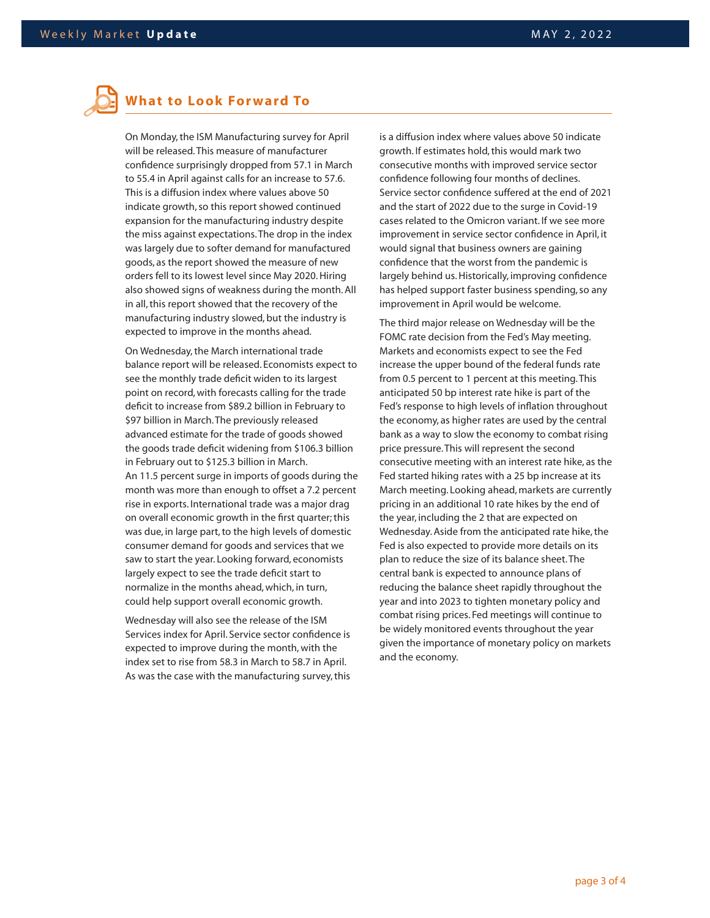## What to Look Forward To

On Monday, the ISM Manufacturing survey for April will be released. This measure of manufacturer confidence surprisingly dropped from 57.1 in March to 55.4 in April against calls for an increase to 57.6. This is a diffusion index where values above 50 indicate growth, so this report showed continued expansion for the manufacturing industry despite the miss against expectations. The drop in the index was largely due to softer demand for manufactured goods, as the report showed the measure of new orders fell to its lowest level since May 2020. Hiring also showed signs of weakness during the month. All in all, this report showed that the recovery of the manufacturing industry slowed, but the industry is expected to improve in the months ahead.

On Wednesday, the March international trade balance report will be released. Economists expect to see the monthly trade deficit widen to its largest point on record, with forecasts calling for the trade deficit to increase from $89.2 billion in February to $97 billion in March. The previously released advanced estimate for the trade of goods showed the goods trade deficit widening from $106.3 billion in February out to $125.3 billion in March. An 11.5 percent surge in imports of goods during the month was more than enough to offset a 7.2 percent rise in exports. International trade was a major drag on overall economic growth in the first quarter; this was due, in large part, to the high levels of domestic consumer demand for goods and services that we saw to start the year. Looking forward, economists largely expect to see the trade deficit start to normalize in the months ahead, which, in turn, could help support overall economic growth.

Wednesday will also see the release of the ISM Services index for April. Service sector confidence is expected to improve during the month, with the index set to rise from 58.3 in March to 58.7 in April. As was the case with the manufacturing survey, this is a diffusion index where values above 50 indicate growth. If estimates hold, this would mark two consecutive months with improved service sector confidence following four months of declines. Service sector confidence suffered at the end of 2021 and the start of 2022 due to the surge in Covid-19 cases related to the Omicron variant. If we see more improvement in service sector confidence in April, it would signal that business owners are gaining confidence that the worst from the pandemic is largely behind us. Historically, improving confidence has helped support faster business spending, so any improvement in April would be welcome.

The third major release on Wednesday will be the FOMC rate decision from the Fed's May meeting. Markets and economists expect to see the Fed increase the upper bound of the federal funds rate from 0.5 percent to 1 percent at this meeting. This anticipated 50 bp interest rate hike is part of the Fed's response to high levels of inflation throughout the economy, as higher rates are used by the central bank as a way to slow the economy to combat rising price pressure. This will represent the second consecutive meeting with an interest rate hike, as the Fed started hiking rates with a 25 bp increase at its March meeting. Looking ahead, markets are currently pricing in an additional 10 rate hikes by the end of the year, including the 2 that are expected on Wednesday. Aside from the anticipated rate hike, the Fed is also expected to provide more details on its plan to reduce the size of its balance sheet. The central bank is expected to announce plans of reducing the balance sheet rapidly throughout the year and into 2023 to tighten monetary policy and combat rising prices. Fed meetings will continue to be widely monitored events throughout the year given the importance of monetary policy on markets and the economy.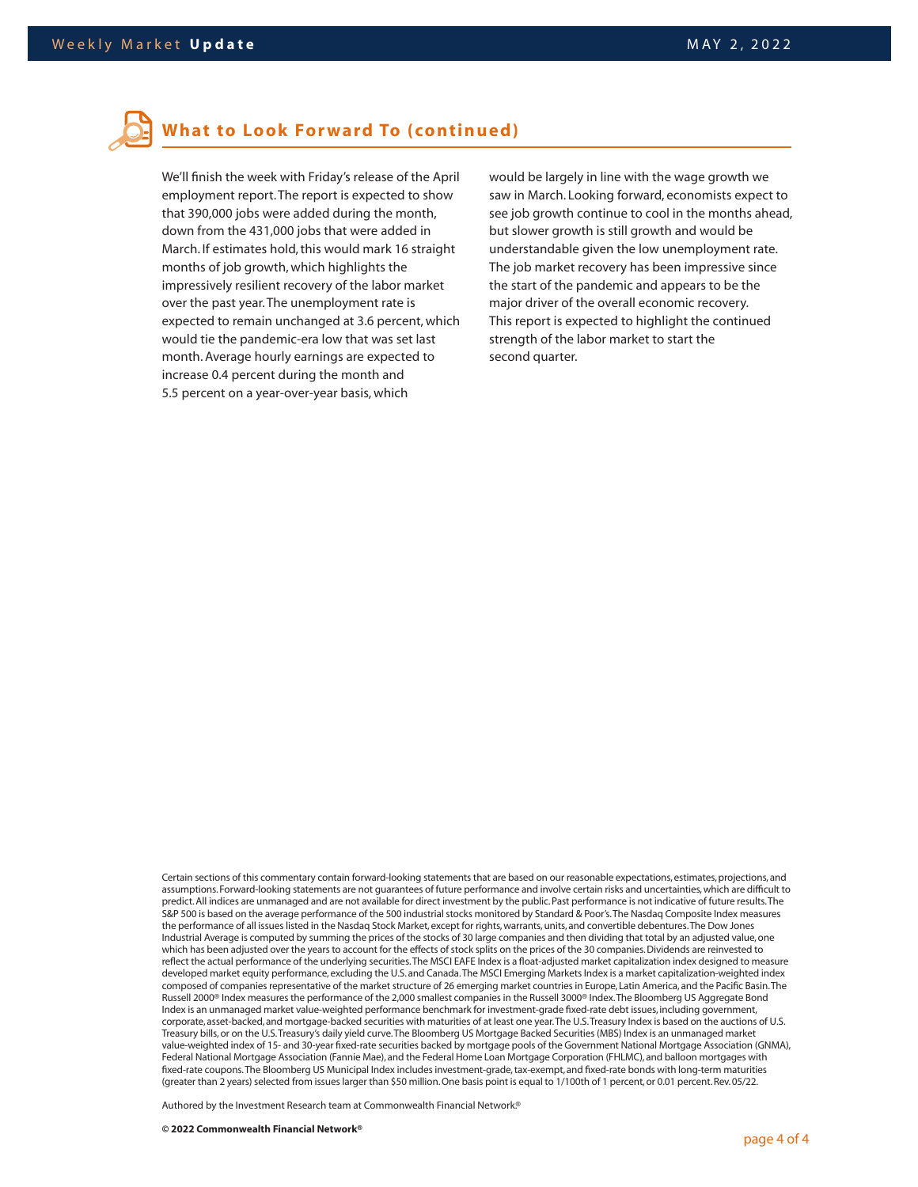## What to Look Forward To (continued)

We'll finish the week with Friday's release of the April employment report. The report is expected to show that 390,000 jobs were added during the month, down from the 431,000 jobs that were added in March. If estimates hold, this would mark 16 straight months of job growth, which highlights the impressively resilient recovery of the labor market over the past year. The unemployment rate is expected to remain unchanged at 3.6 percent, which would tie the pandemic-era low that was set last month. Average hourly earnings are expected to increase 0.4 percent during the month and 5.5 percent on a year-over-year basis, which would be largely in line with the wage growth we saw in March. Looking forward, economists expect to see job growth continue to cool in the months ahead, but slower growth is still growth and would be understandable given the low unemployment rate. The job market recovery has been impressive since the start of the pandemic and appears to be the major driver of the overall economic recovery. This report is expected to highlight the continued strength of the labor market to start the second quarter.

Certain sections of this commentary contain forward-looking statements that are based on our reasonable expectations, estimates, projections, and assumptions. Forward-looking statements are not guarantees of future performance and involve certain risks and uncertainties, which are difficult to predict. All indices are unmanaged and are not available for direct investment by the public. Past performance is not indicative of future results. The S&P 500 is based on the average performance of the 500 industrial stocks monitored by Standard & Poor's. The Nasdaq Composite Index measures the performance of all issues listed in the Nasdaq Stock Market, except for rights, warrants, units, and convertible debentures. The Dow Jones Industrial Average is computed by summing the prices of the stocks of 30 large companies and then dividing that total by an adjusted value, one which has been adjusted over the years to account for the effects of stock splits on the prices of the 30 companies. Dividends are reinvested to reflect the actual performance of the underlying securities. The MSCI EAFE Index is a float-adjusted market capitalization index designed to measure developed market equity performance, excluding the U.S. and Canada. The MSCI Emerging Markets Index is a market capitalization-weighted index composed of companies representative of the market structure of 26 emerging market countries in Europe, Latin America, and the Pacific Basin. The Russell 2000® Index measures the performance of the 2,000 smallest companies in the Russell 3000® Index. The Bloomberg US Aggregate Bond Index is an unmanaged market value-weighted performance benchmark for investment-grade fixed-rate debt issues, including government, corporate, asset-backed, and mortgage-backed securities with maturities of at least one year. The U.S. Treasury Index is based on the auctions of U.S. Treasury bills, or on the U.S. Treasury's daily yield curve. The Bloomberg US Mortgage Backed Securities (MBS) Index is an unmanaged market value-weighted index of 15- and 30-year fixed-rate securities backed by mortgage pools of the Government National Mortgage Association (GNMA), Federal National Mortgage Association (Fannie Mae), and the Federal Home Loan Mortgage Corporation (FHLMC), and balloon mortgages with fixed-rate coupons. The Bloomberg US Municipal Index includes investment-grade, tax-exempt, and fixed-rate bonds with long-term maturities (greater than 2 years) selected from issues larger than $50 million. One basis point is equal to 1/100th of 1 percent, or 0.01 percent. Rev. 05/22.

Authored by the Investment Research team at Commonwealth Financial Network®

**© 2022 Commonwealth Financial Network®**